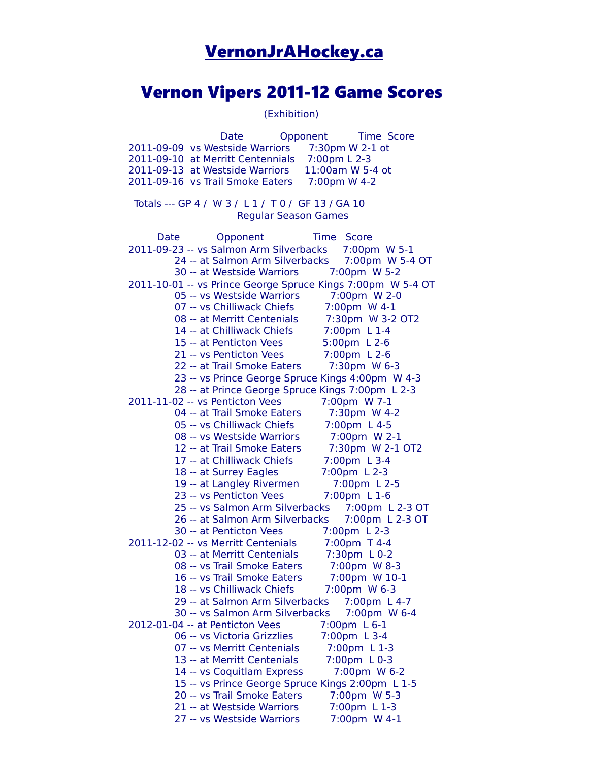# VernonJrAHockey.ca

## Vernon Vipers 2011-12 Game Scores

(Exhibition)

| Date | Opponent | Time | Score |
|---|---|---|---|
| 2011-09-09 | vs Westside Warriors | 7:30pm | W 2-1 ot |
| 2011-09-10 | at Merritt Centennials | 7:00pm | L 2-3 |
| 2011-09-13 | at Westside Warriors | 11:00am | W 5-4 ot |
| 2011-09-16 | vs Trail Smoke Eaters | 7:00pm | W 4-2 |

Totals --- GP 4 / W 3 / L 1 / T 0 / GF 13 / GA 10

Regular Season Games

| Date | Opponent | Time | Score |
|---|---|---|---|
| 2011-09-23 | vs Salmon Arm Silverbacks | 7:00pm | W 5-1 |
| 24 | at Salmon Arm Silverbacks | 7:00pm | W 5-4 OT |
| 30 | at Westside Warriors | 7:00pm | W 5-2 |
| 2011-10-01 | vs Prince George Spruce Kings | 7:00pm | W 5-4 OT |
| 05 | vs Westside Warriors | 7:00pm | W 2-0 |
| 07 | vs Chilliwack Chiefs | 7:00pm | W 4-1 |
| 08 | at Merritt Centenials | 7:30pm | W 3-2 OT2 |
| 14 | at Chilliwack Chiefs | 7:00pm | L 1-4 |
| 15 | at Penticton Vees | 5:00pm | L 2-6 |
| 21 | vs Penticton Vees | 7:00pm | L 2-6 |
| 22 | at Trail Smoke Eaters | 7:30pm | W 6-3 |
| 23 | vs Prince George Spruce Kings | 4:00pm | W 4-3 |
| 28 | at Prince George Spruce Kings | 7:00pm | L 2-3 |
| 2011-11-02 | vs Penticton Vees | 7:00pm | W 7-1 |
| 04 | at Trail Smoke Eaters | 7:30pm | W 4-2 |
| 05 | vs Chilliwack Chiefs | 7:00pm | L 4-5 |
| 08 | vs Westside Warriors | 7:00pm | W 2-1 |
| 12 | at Trail Smoke Eaters | 7:30pm | W 2-1 OT2 |
| 17 | at Chilliwack Chiefs | 7:00pm | L 3-4 |
| 18 | at Surrey Eagles | 7:00pm | L 2-3 |
| 19 | at Langley Rivermen | 7:00pm | L 2-5 |
| 23 | vs Penticton Vees | 7:00pm | L 1-6 |
| 25 | vs Salmon Arm Silverbacks | 7:00pm | L 2-3 OT |
| 26 | at Salmon Arm Silverbacks | 7:00pm | L 2-3 OT |
| 30 | at Penticton Vees | 7:00pm | L 2-3 |
| 2011-12-02 | vs Merritt Centenials | 7:00pm | T 4-4 |
| 03 | at Merritt Centenials | 7:30pm | L 0-2 |
| 08 | vs Trail Smoke Eaters | 7:00pm | W 8-3 |
| 16 | vs Trail Smoke Eaters | 7:00pm | W 10-1 |
| 18 | vs Chilliwack Chiefs | 7:00pm | W 6-3 |
| 29 | at Salmon Arm Silverbacks | 7:00pm | L 4-7 |
| 30 | vs Salmon Arm Silverbacks | 7:00pm | W 6-4 |
| 2012-01-04 | at Penticton Vees | 7:00pm | L 6-1 |
| 06 | vs Victoria Grizzlies | 7:00pm | L 3-4 |
| 07 | vs Merritt Centenials | 7:00pm | L 1-3 |
| 13 | at Merritt Centenials | 7:00pm | L 0-3 |
| 14 | vs Coquitlam Express | 7:00pm | W 6-2 |
| 15 | vs Prince George Spruce Kings | 2:00pm | L 1-5 |
| 20 | vs Trail Smoke Eaters | 7:00pm | W 5-3 |
| 21 | at Westside Warriors | 7:00pm | L 1-3 |
| 27 | vs Westside Warriors | 7:00pm | W 4-1 |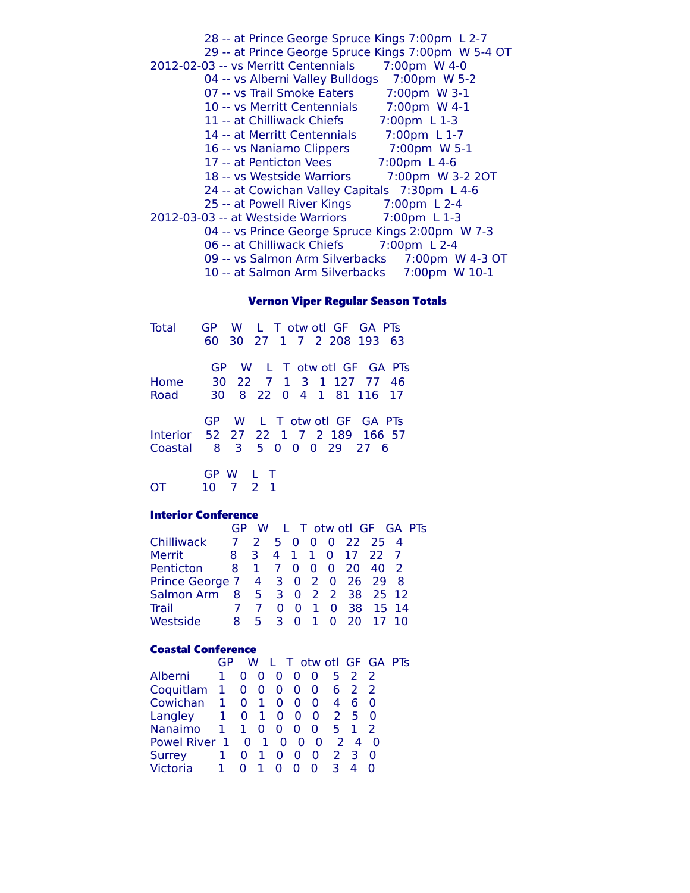28 -- at Prince George Spruce Kings 7:00pm L 2-7
29 -- at Prince George Spruce Kings 7:00pm W 5-4 OT
2012-02-03 -- vs Merritt Centennials 7:00pm W 4-0
04 -- vs Alberni Valley Bulldogs 7:00pm W 5-2
07 -- vs Trail Smoke Eaters 7:00pm W 3-1
10 -- vs Merritt Centennials 7:00pm W 4-1
11 -- at Chilliwack Chiefs 7:00pm L 1-3
14 -- at Merritt Centennials 7:00pm L 1-7
16 -- vs Naniamo Clippers 7:00pm W 5-1
17 -- at Penticton Vees 7:00pm L 4-6
18 -- vs Westside Warriors 7:00pm W 3-2 2OT
24 -- at Cowichan Valley Capitals 7:30pm L 4-6
25 -- at Powell River Kings 7:00pm L 2-4
2012-03-03 -- at Westside Warriors 7:00pm L 1-3
04 -- vs Prince George Spruce Kings 2:00pm W 7-3
06 -- at Chilliwack Chiefs 7:00pm L 2-4
09 -- vs Salmon Arm Silverbacks 7:00pm W 4-3 OT
10 -- at Salmon Arm Silverbacks 7:00pm W 10-1

## Vernon Viper Regular Season Totals

| | GP | W | L | T | otw | otl | GF | GA | PTs |
|---|---|---|---|---|---|---|---|---|---|
| Total | 60 | 30 | 27 | 1 | 7 | 2 | 208 | 193 | 63 |

| | GP | W | L | T | otw | otl | GF | GA | PTs |
|---|---|---|---|---|---|---|---|---|---|
| Home | 30 | 22 | 7 | 1 | 3 | 1 | 127 | 77 | 46 |
| Road | 30 | 8 | 22 | 0 | 4 | 1 | 81 | 116 | 17 |

| | GP | W | L | T | otw | otl | GF | GA | PTs |
|---|---|---|---|---|---|---|---|---|---|
| Interior | 52 | 27 | 22 | 1 | 7 | 2 | 189 | 166 | 57 |
| Coastal | 8 | 3 | 5 | 0 | 0 | 0 | 29 | 27 | 6 |

| | GP | W | L | T |
|---|---|---|---|---|
| OT | 10 | 7 | 2 | 1 |

### Interior Conference

| | GP | W | L | T | otw | otl | GF | GA | PTs |
|---|---|---|---|---|---|---|---|---|---|
| Chilliwack | 7 | 2 | 5 | 0 | 0 | 0 | 22 | 25 | 4 |
| Merrit | 8 | 3 | 4 | 1 | 1 | 0 | 17 | 22 | 7 |
| Penticton | 8 | 1 | 7 | 0 | 0 | 0 | 20 | 40 | 2 |
| Prince George | 7 | 4 | 3 | 0 | 2 | 0 | 26 | 29 | 8 |
| Salmon Arm | 8 | 5 | 3 | 0 | 2 | 2 | 38 | 25 | 12 |
| Trail | 7 | 7 | 0 | 0 | 1 | 0 | 38 | 15 | 14 |
| Westside | 8 | 5 | 3 | 0 | 1 | 0 | 20 | 17 | 10 |

### Coastal Conference

| | GP | W | L | T | otw | otl | GF | GA | PTs |
|---|---|---|---|---|---|---|---|---|---|
| Alberni | 1 | 0 | 0 | 0 | 0 | 0 | 5 | 2 | 2 |
| Coquitlam | 1 | 0 | 0 | 0 | 0 | 0 | 6 | 2 | 2 |
| Cowichan | 1 | 0 | 1 | 0 | 0 | 0 | 4 | 6 | 0 |
| Langley | 1 | 0 | 1 | 0 | 0 | 0 | 2 | 5 | 0 |
| Nanaimo | 1 | 1 | 0 | 0 | 0 | 0 | 5 | 1 | 2 |
| Powel River | 1 | 0 | 1 | 0 | 0 | 0 | 2 | 4 | 0 |
| Surrey | 1 | 0 | 1 | 0 | 0 | 0 | 2 | 3 | 0 |
| Victoria | 1 | 0 | 1 | 0 | 0 | 0 | 3 | 4 | 0 |